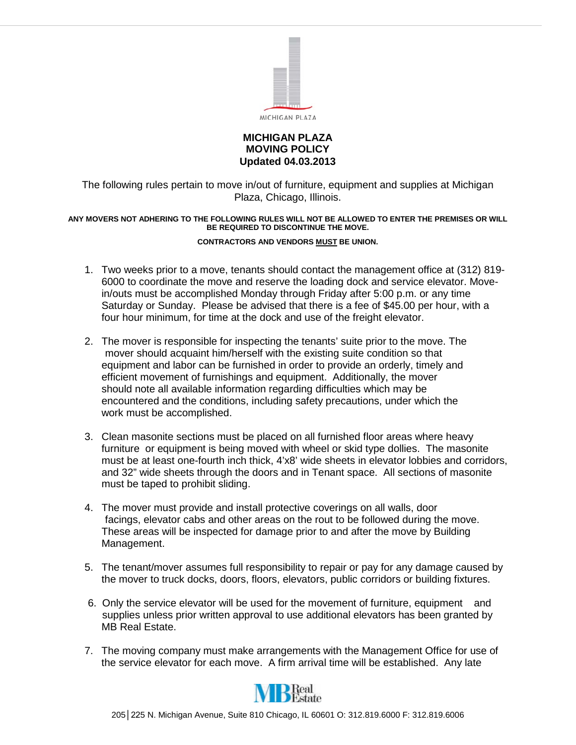MICHIGAN PLAZA

**MICHIGAN PLAZA**
**MOVING POLICY**
**Updated 04.03.2013**

The following rules pertain to move in/out of furniture, equipment and supplies at Michigan Plaza, Chicago, Illinois.

**ANY MOVERS NOT ADHERING TO THE FOLLOWING RULES WILL NOT BE ALLOWED TO ENTER THE PREMISES OR WILL BE REQUIRED TO DISCONTINUE THE MOVE.**

**CONTRACTORS AND VENDORS <u>MUST</u> BE UNION.**

1. Two weeks prior to a move, tenants should contact the management office at (312) 819-6000 to coordinate the move and reserve the loading dock and service elevator. Move-in/outs must be accomplished Monday through Friday after 5:00 p.m. or any time Saturday or Sunday. Please be advised that there is a fee of $45.00 per hour, with a four hour minimum, for time at the dock and use of the freight elevator.

2. The mover is responsible for inspecting the tenants' suite prior to the move. The mover should acquaint him/herself with the existing suite condition so that equipment and labor can be furnished in order to provide an orderly, timely and efficient movement of furnishings and equipment. Additionally, the mover should note all available information regarding difficulties which may be encountered and the conditions, including safety precautions, under which the work must be accomplished.

3. Clean masonite sections must be placed on all furnished floor areas where heavy furniture or equipment is being moved with wheel or skid type dollies. The masonite must be at least one-fourth inch thick, 4'x8' wide sheets in elevator lobbies and corridors, and 32" wide sheets through the doors and in Tenant space. All sections of masonite must be taped to prohibit sliding.

4. The mover must provide and install protective coverings on all walls, door facings, elevator cabs and other areas on the rout to be followed during the move. These areas will be inspected for damage prior to and after the move by Building Management.

5. The tenant/mover assumes full responsibility to repair or pay for any damage caused by the mover to truck docks, doors, floors, elevators, public corridors or building fixtures.

6. Only the service elevator will be used for the movement of furniture, equipment and supplies unless prior written approval to use additional elevators has been granted by MB Real Estate.

7. The moving company must make arrangements with the Management Office for use of the service elevator for each move. A firm arrival time will be established. Any late

MB Real Estate

205│225 N. Michigan Avenue, Suite 810 Chicago, IL 60601 O: 312.819.6000 F: 312.819.6006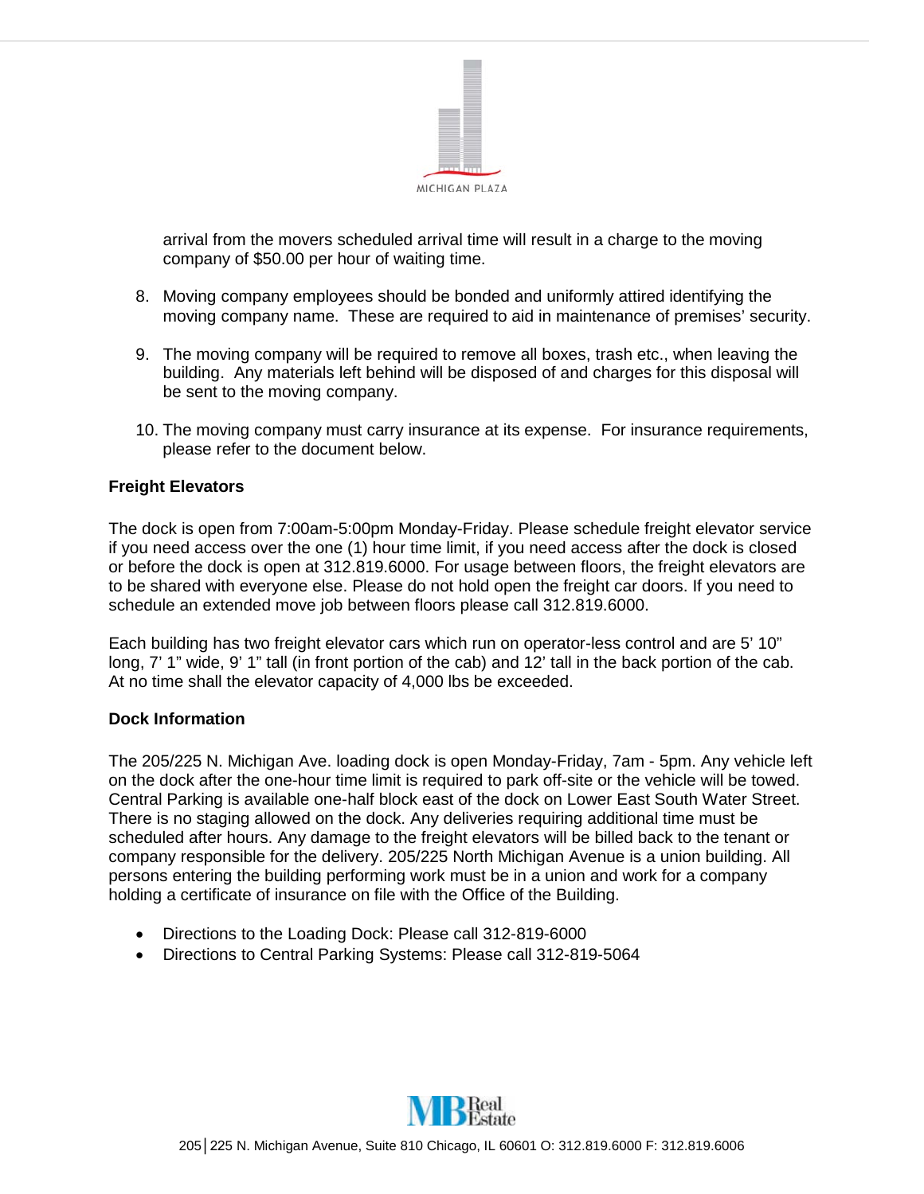arrival from the movers scheduled arrival time will result in a charge to the moving company of $50.00 per hour of waiting time.

8. Moving company employees should be bonded and uniformly attired identifying the moving company name. These are required to aid in maintenance of premises' security.

9. The moving company will be required to remove all boxes, trash etc., when leaving the building. Any materials left behind will be disposed of and charges for this disposal will be sent to the moving company.

10. The moving company must carry insurance at its expense. For insurance requirements, please refer to the document below.

**Freight Elevators**

The dock is open from 7:00am-5:00pm Monday-Friday. Please schedule freight elevator service if you need access over the one (1) hour time limit, if you need access after the dock is closed or before the dock is open at 312.819.6000. For usage between floors, the freight elevators are to be shared with everyone else. Please do not hold open the freight car doors. If you need to schedule an extended move job between floors please call 312.819.6000.

Each building has two freight elevator cars which run on operator-less control and are 5' 10" long, 7' 1" wide, 9' 1" tall (in front portion of the cab) and 12' tall in the back portion of the cab. At no time shall the elevator capacity of 4,000 lbs be exceeded.

**Dock Information**

The 205/225 N. Michigan Ave. loading dock is open Monday-Friday, 7am - 5pm. Any vehicle left on the dock after the one-hour time limit is required to park off-site or the vehicle will be towed. Central Parking is available one-half block east of the dock on Lower East South Water Street. There is no staging allowed on the dock. Any deliveries requiring additional time must be scheduled after hours. Any damage to the freight elevators will be billed back to the tenant or company responsible for the delivery. 205/225 North Michigan Avenue is a union building. All persons entering the building performing work must be in a union and work for a company holding a certificate of insurance on file with the Office of the Building.

- Directions to the Loading Dock: Please call 312-819-6000
- Directions to Central Parking Systems: Please call 312-819-5064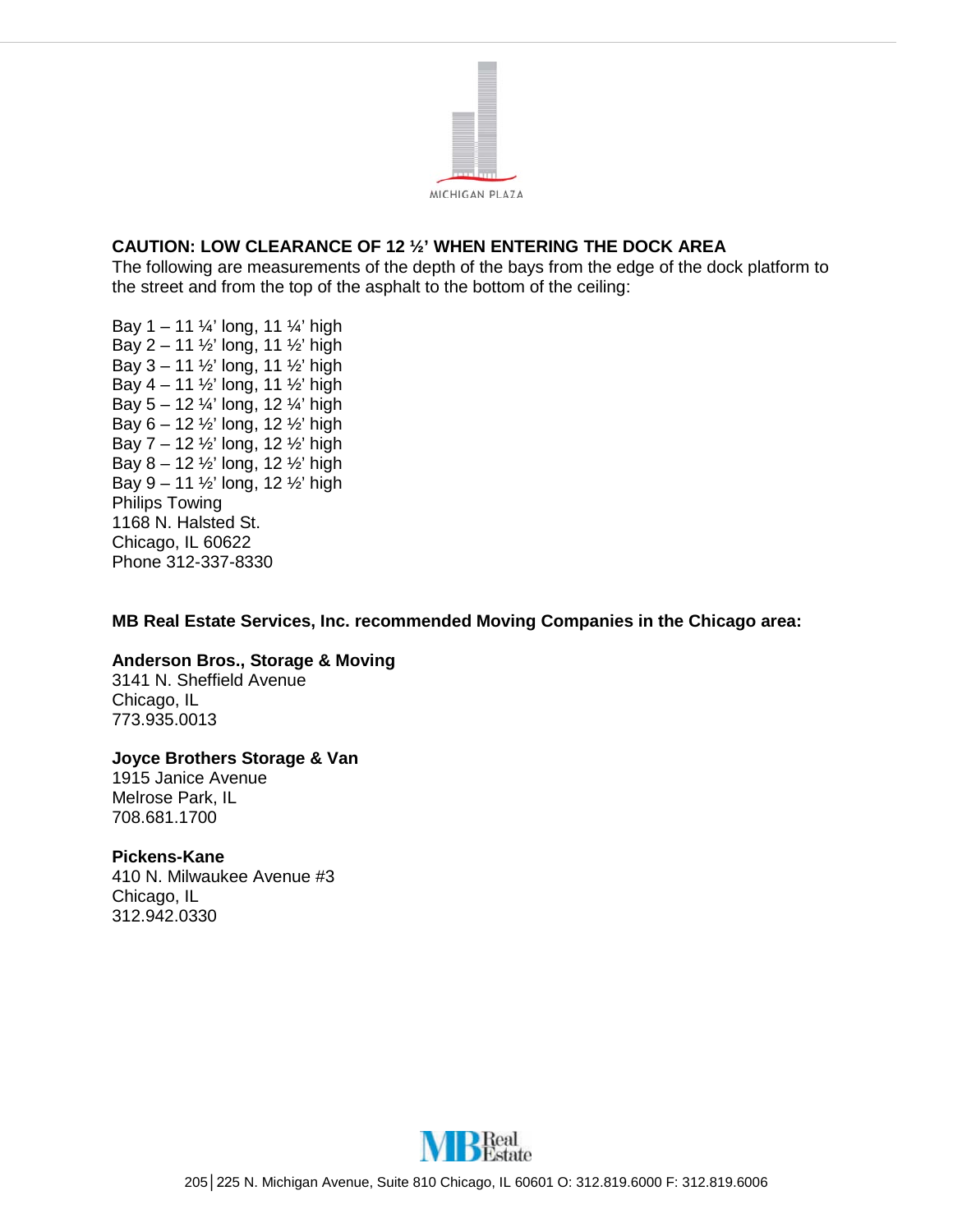MICHIGAN PLAZA

**CAUTION: LOW CLEARANCE OF 12 ½' WHEN ENTERING THE DOCK AREA**
The following are measurements of the depth of the bays from the edge of the dock platform to the street and from the top of the asphalt to the bottom of the ceiling:

Bay 1 – 11 ¼' long, 11 ¼' high
Bay 2 – 11 ½' long, 11 ½' high
Bay 3 – 11 ½' long, 11 ½' high
Bay 4 – 11 ½' long, 11 ½' high
Bay 5 – 12 ¼' long, 12 ¼' high
Bay 6 – 12 ½' long, 12 ½' high
Bay 7 – 12 ½' long, 12 ½' high
Bay 8 – 12 ½' long, 12 ½' high
Bay 9 – 11 ½' long, 12 ½' high
Philips Towing
1168 N. Halsted St.
Chicago, IL 60622
Phone 312-337-8330

**MB Real Estate Services, Inc. recommended Moving Companies in the Chicago area:**

**Anderson Bros., Storage & Moving**
3141 N. Sheffield Avenue
Chicago, IL
773.935.0013

**Joyce Brothers Storage & Van**
1915 Janice Avenue
Melrose Park, IL
708.681.1700

**Pickens-Kane**
410 N. Milwaukee Avenue #3
Chicago, IL
312.942.0330

MB Real Estate

205│225 N. Michigan Avenue, Suite 810 Chicago, IL 60601 O: 312.819.6000 F: 312.819.6006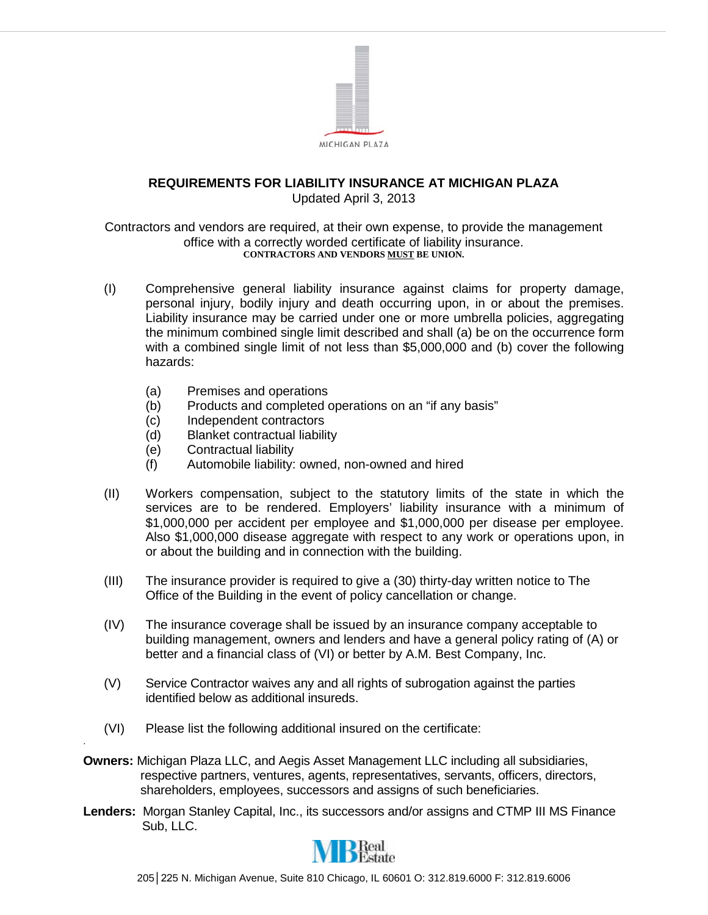MICHIGAN PLAZA

## REQUIREMENTS FOR LIABILITY INSURANCE AT MICHIGAN PLAZA

Updated April 3, 2013

Contractors and vendors are required, at their own expense, to provide the management office with a correctly worded certificate of liability insurance.

**CONTRACTORS AND VENDORS MUST BE UNION.**

(I) Comprehensive general liability insurance against claims for property damage, personal injury, bodily injury and death occurring upon, in or about the premises. Liability insurance may be carried under one or more umbrella policies, aggregating the minimum combined single limit described and shall (a) be on the occurrence form with a combined single limit of not less than $5,000,000 and (b) cover the following hazards:

- (a) Premises and operations
- (b) Products and completed operations on an "if any basis"
- (c) Independent contractors
- (d) Blanket contractual liability
- (e) Contractual liability
- (f) Automobile liability: owned, non-owned and hired

(II) Workers compensation, subject to the statutory limits of the state in which the services are to be rendered. Employers' liability insurance with a minimum of $1,000,000 per accident per employee and $1,000,000 per disease per employee. Also $1,000,000 disease aggregate with respect to any work or operations upon, in or about the building and in connection with the building.

(III) The insurance provider is required to give a (30) thirty-day written notice to The Office of the Building in the event of policy cancellation or change.

(IV) The insurance coverage shall be issued by an insurance company acceptable to building management, owners and lenders and have a general policy rating of (A) or better and a financial class of (VI) or better by A.M. Best Company, Inc.

(V) Service Contractor waives any and all rights of subrogation against the parties identified below as additional insureds.

(VI) Please list the following additional insured on the certificate:

**Owners:** Michigan Plaza LLC, and Aegis Asset Management LLC including all subsidiaries, respective partners, ventures, agents, representatives, servants, officers, directors, shareholders, employees, successors and assigns of such beneficiaries.

**Lenders:** Morgan Stanley Capital, Inc., its successors and/or assigns and CTMP III MS Finance Sub, LLC.

MB Real Estate

205│225 N. Michigan Avenue, Suite 810 Chicago, IL 60601 O: 312.819.6000 F: 312.819.6006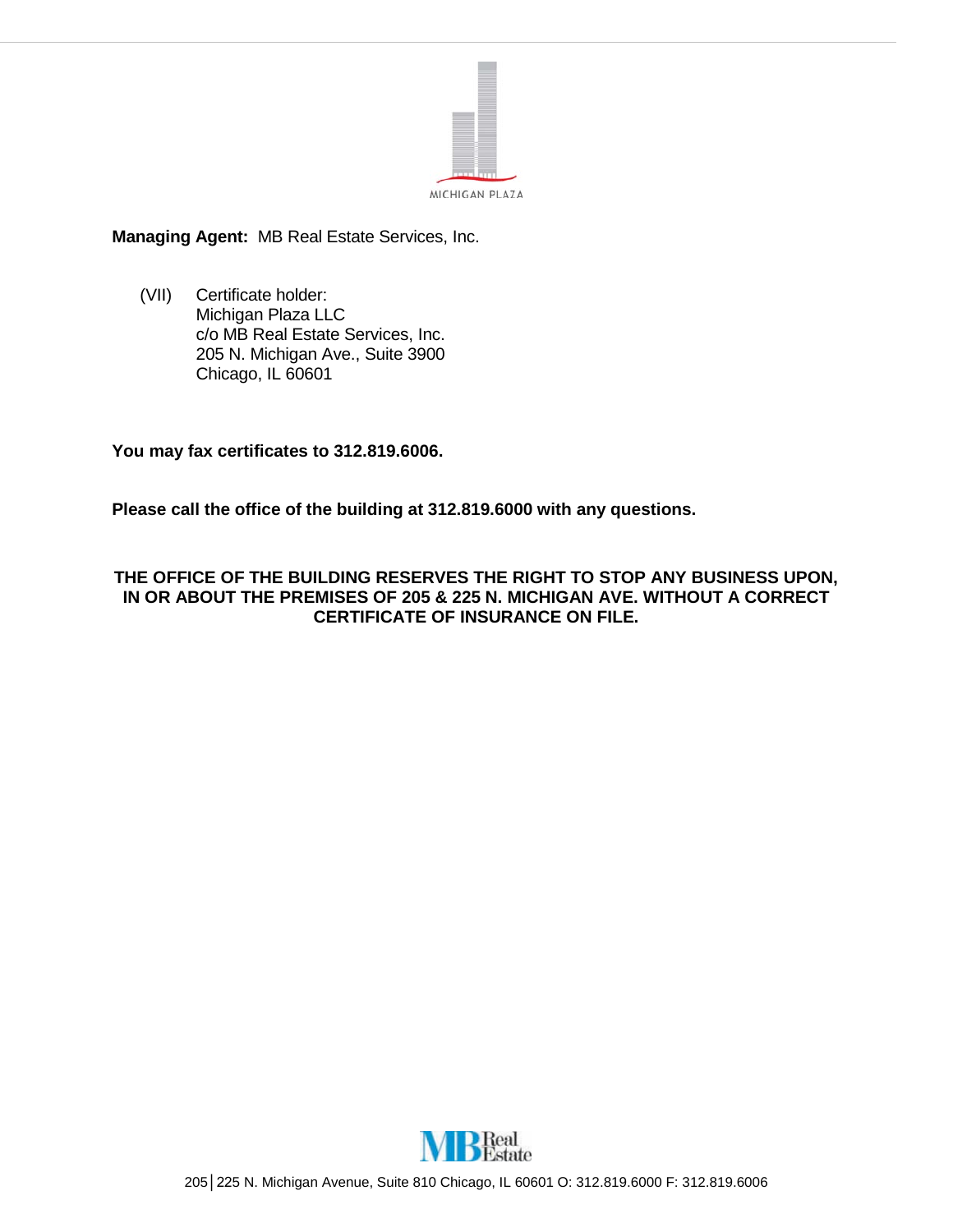MICHIGAN PLAZA

**Managing Agent:** MB Real Estate Services, Inc.

(VII) Certificate holder:
Michigan Plaza LLC
c/o MB Real Estate Services, Inc.
205 N. Michigan Ave., Suite 3900
Chicago, IL 60601

**You may fax certificates to 312.819.6006.**

**Please call the office of the building at 312.819.6000 with any questions.**

**THE OFFICE OF THE BUILDING RESERVES THE RIGHT TO STOP ANY BUSINESS UPON, IN OR ABOUT THE PREMISES OF 205 & 225 N. MICHIGAN AVE. WITHOUT A CORRECT CERTIFICATE OF INSURANCE ON FILE.**

MB Real Estate

205│225 N. Michigan Avenue, Suite 810 Chicago, IL 60601 O: 312.819.6000 F: 312.819.6006